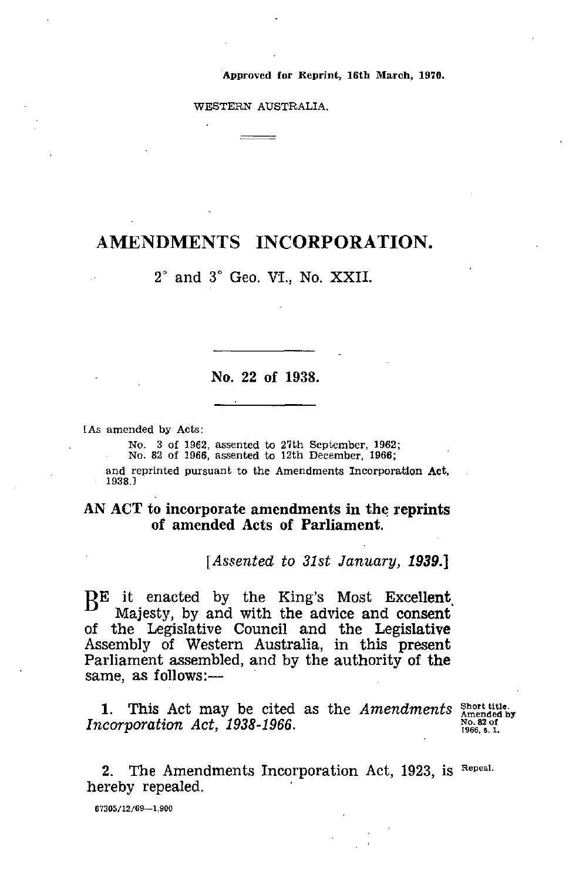Approved for Reprint, 16th March, 1970.

WESTERN AUSTRALIA.

# AMENDMENTS INCORPORATION.

2° and 3° Geo. VI., No. XXII.

## No. 22 of 1938.

[As amended by Acts:

No. 3 of 1962, assented to 27th September, 1962;
No. 82 of 1966, assented to 12th December, 1966;

and reprinted pursuant to the Amendments Incorporation Act, 1938.]

**AN ACT to incorporate amendments in the reprints of amended Acts of Parliament.**

[*Assented to 31st January, 1939.*]

BE it enacted by the King's Most Excellent Majesty, by and with the advice and consent of the Legislative Council and the Legislative Assembly of Western Australia, in this present Parliament assembled, and by the authority of the same, as follows:—

**1.** This Act may be cited as the *Amendments Incorporation Act, 1938-1966*.

Short title. Amended by No. 82 of 1966, s. 1.

**2.** The Amendments Incorporation Act, 1923, is hereby repealed.

Repeal.

67305/12/69—1,900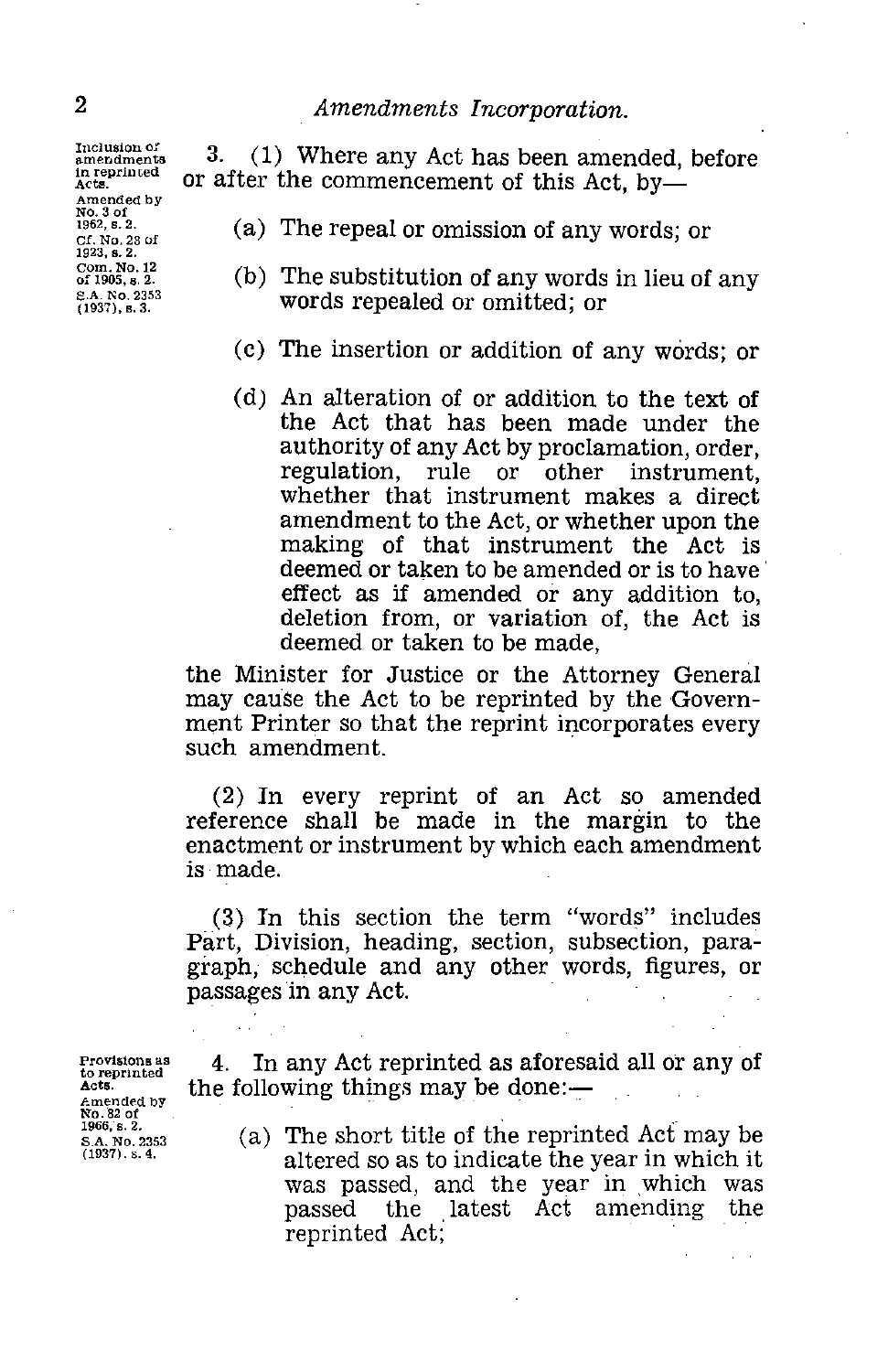Inclusion of amendments in reprinted Acts.
Amended by No. 3 of 1962, s. 2.
Cf. No. 28 of 1923, s. 2.
Com. No. 12 of 1905, s. 2.
S.A. No. 2353 (1937), s. 3.

3. (1) Where any Act has been amended, before or after the commencement of this Act, by—

(a) The repeal or omission of any words; or

(b) The substitution of any words in lieu of any words repealed or omitted; or

(c) The insertion or addition of any words; or

(d) An alteration of or addition to the text of the Act that has been made under the authority of any Act by proclamation, order, regulation, rule or other instrument, whether that instrument makes a direct amendment to the Act, or whether upon the making of that instrument the Act is deemed or taken to be amended or is to have effect as if amended or any addition to, deletion from, or variation of, the Act is deemed or taken to be made,

the Minister for Justice or the Attorney General may cause the Act to be reprinted by the Government Printer so that the reprint incorporates every such amendment.

(2) In every reprint of an Act so amended reference shall be made in the margin to the enactment or instrument by which each amendment is made.

(3) In this section the term "words" includes Part, Division, heading, section, subsection, paragraph, schedule and any other words, figures, or passages in any Act.

Provisions as to reprinted Acts.
Amended by No. 82 of 1966, s. 2.
S.A. No. 2353 (1937), s. 4.

4. In any Act reprinted as aforesaid all or any of the following things may be done:—

(a) The short title of the reprinted Act may be altered so as to indicate the year in which it was passed, and the year in which was passed the latest Act amending the reprinted Act;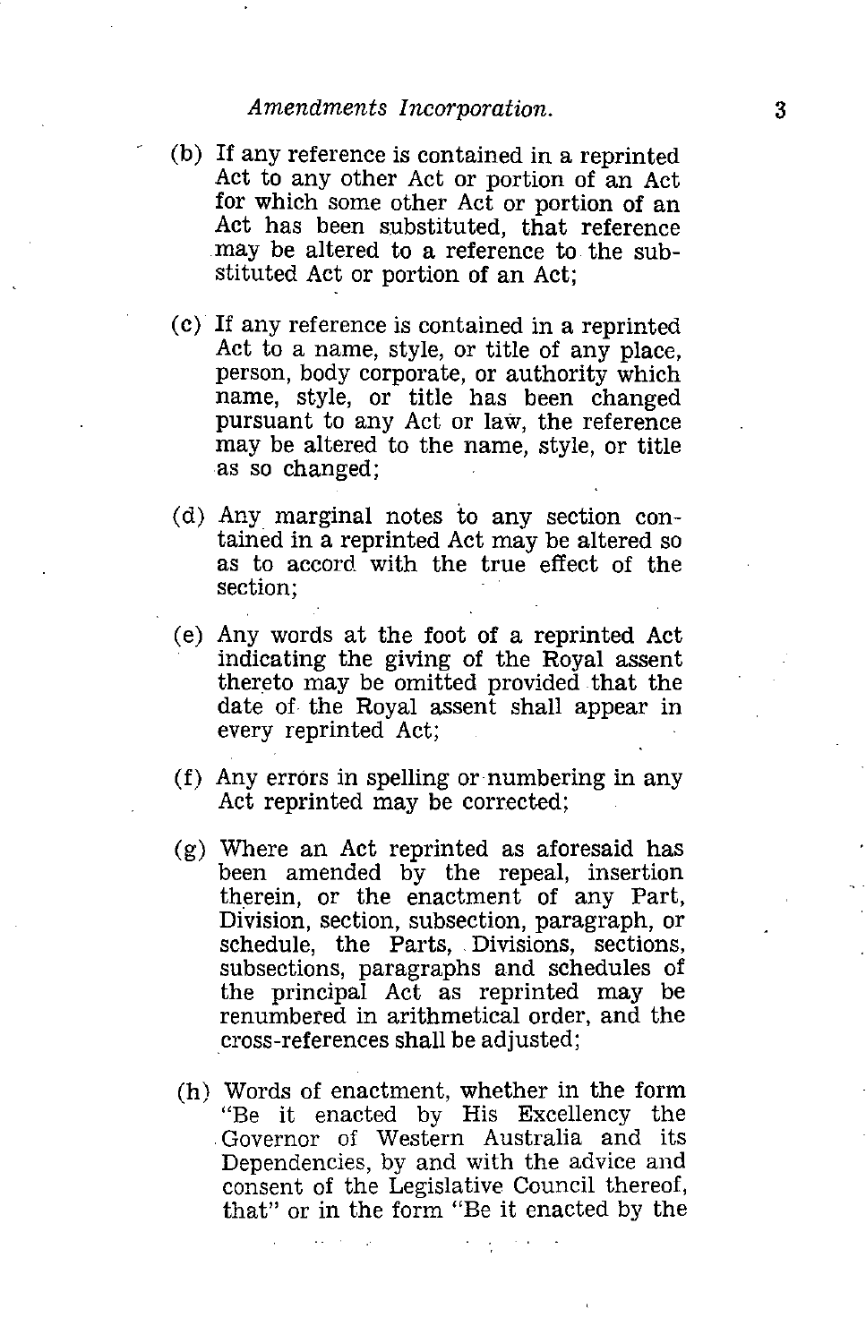(b) If any reference is contained in a reprinted Act to any other Act or portion of an Act for which some other Act or portion of an Act has been substituted, that reference may be altered to a reference to the substituted Act or portion of an Act;

(c) If any reference is contained in a reprinted Act to a name, style, or title of any place, person, body corporate, or authority which name, style, or title has been changed pursuant to any Act or law, the reference may be altered to the name, style, or title as so changed;

(d) Any marginal notes to any section contained in a reprinted Act may be altered so as to accord with the true effect of the section;

(e) Any words at the foot of a reprinted Act indicating the giving of the Royal assent thereto may be omitted provided that the date of the Royal assent shall appear in every reprinted Act;

(f) Any errors in spelling or numbering in any Act reprinted may be corrected;

(g) Where an Act reprinted as aforesaid has been amended by the repeal, insertion therein, or the enactment of any Part, Division, section, subsection, paragraph, or schedule, the Parts, Divisions, sections, subsections, paragraphs and schedules of the principal Act as reprinted may be renumbered in arithmetical order, and the cross-references shall be adjusted;

(h) Words of enactment, whether in the form "Be it enacted by His Excellency the Governor of Western Australia and its Dependencies, by and with the advice and consent of the Legislative Council thereof, that" or in the form "Be it enacted by the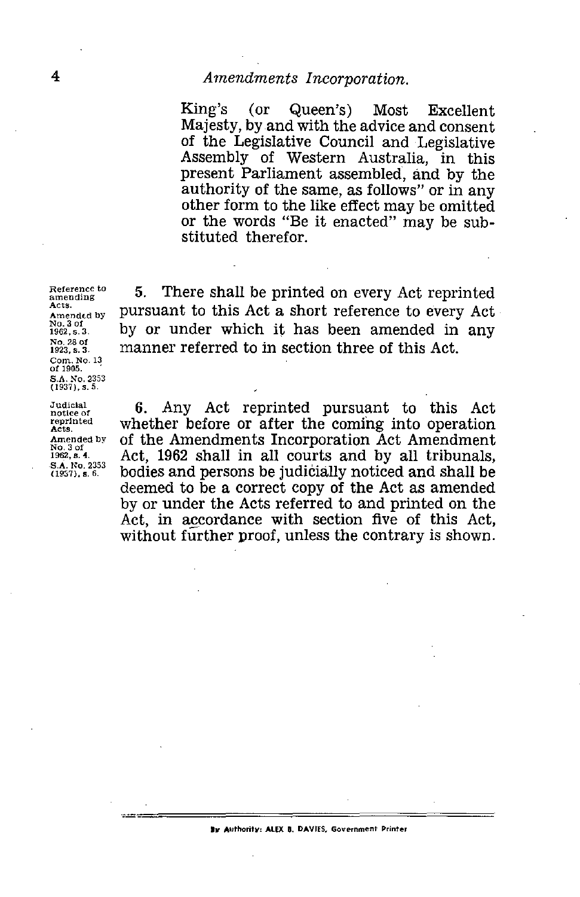King's (or Queen's) Most Excellent Majesty, by and with the advice and consent of the Legislative Council and Legislative Assembly of Western Australia, in this present Parliament assembled, and by the authority of the same, as follows" or in any other form to the like effect may be omitted or the words "Be it enacted" may be substituted therefor.

Reference to amending Acts.
Amended by No. 3 of 1962, s. 3.
No. 28 of 1923, s. 3.
Com. No. 13 of 1905.
S.A. No. 2353 (1937), s. 5.

**5.** There shall be printed on every Act reprinted pursuant to this Act a short reference to every Act by or under which it has been amended in any manner referred to in section three of this Act.

Judicial notice of reprinted Acts.
Amended by No. 3 of 1962, s. 4.
S.A. No. 2353 (1937), s. 6.

**6.** Any Act reprinted pursuant to this Act whether before or after the coming into operation of the Amendments Incorporation Act Amendment Act, 1962 shall in all courts and by all tribunals, bodies and persons be judicially noticed and shall be deemed to be a correct copy of the Act as amended by or under the Acts referred to and printed on the Act, in accordance with section five of this Act, without further proof, unless the contrary is shown.

By Authority: ALEX B. DAVIES, Government Printer